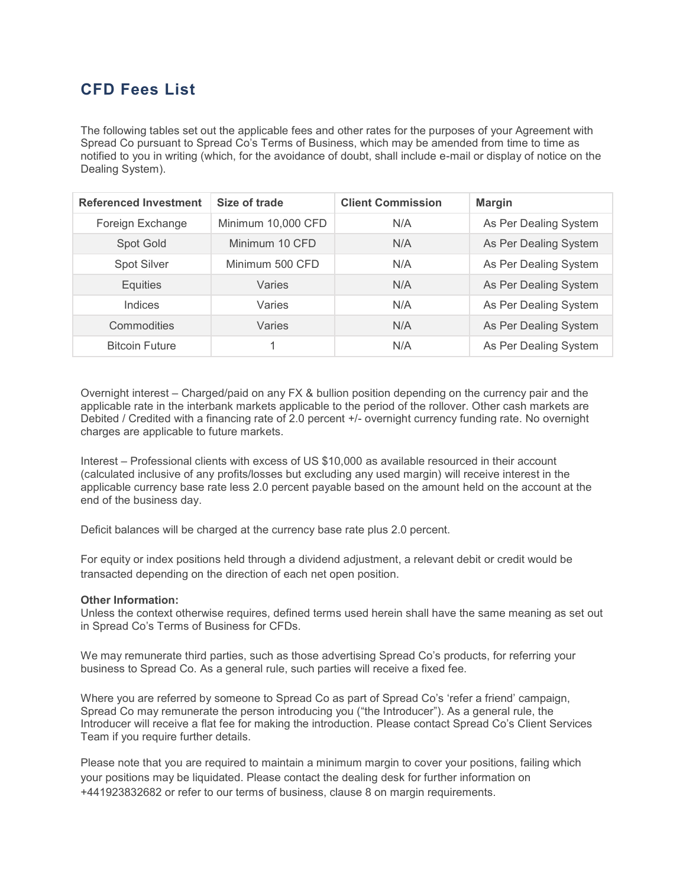# CFD Fees List

The following tables set out the applicable fees and other rates for the purposes of your Agreement with Spread Co pursuant to Spread Co's Terms of Business, which may be amended from time to time as notified to you in writing (which, for the avoidance of doubt, shall include e-mail or display of notice on the Dealing System).

| Referenced Investment | Size of trade | Client Commission | Margin |
|---|---|---|---|
| Foreign Exchange | Minimum 10,000 CFD | N/A | As Per Dealing System |
| Spot Gold | Minimum 10 CFD | N/A | As Per Dealing System |
| Spot Silver | Minimum 500 CFD | N/A | As Per Dealing System |
| Equities | Varies | N/A | As Per Dealing System |
| Indices | Varies | N/A | As Per Dealing System |
| Commodities | Varies | N/A | As Per Dealing System |
| Bitcoin Future | 1 | N/A | As Per Dealing System |

Overnight interest – Charged/paid on any FX & bullion position depending on the currency pair and the applicable rate in the interbank markets applicable to the period of the rollover. Other cash markets are Debited / Credited with a financing rate of 2.0 percent +/- overnight currency funding rate. No overnight charges are applicable to future markets.

Interest – Professional clients with excess of US $10,000 as available resourced in their account (calculated inclusive of any profits/losses but excluding any used margin) will receive interest in the applicable currency base rate less 2.0 percent payable based on the amount held on the account at the end of the business day.

Deficit balances will be charged at the currency base rate plus 2.0 percent.

For equity or index positions held through a dividend adjustment, a relevant debit or credit would be transacted depending on the direction of each net open position.

**Other Information:**
Unless the context otherwise requires, defined terms used herein shall have the same meaning as set out in Spread Co's Terms of Business for CFDs.

We may remunerate third parties, such as those advertising Spread Co's products, for referring your business to Spread Co. As a general rule, such parties will receive a fixed fee.

Where you are referred by someone to Spread Co as part of Spread Co's 'refer a friend' campaign, Spread Co may remunerate the person introducing you ("the Introducer"). As a general rule, the Introducer will receive a flat fee for making the introduction. Please contact Spread Co's Client Services Team if you require further details.

Please note that you are required to maintain a minimum margin to cover your positions, failing which your positions may be liquidated. Please contact the dealing desk for further information on +441923832682 or refer to our terms of business, clause 8 on margin requirements.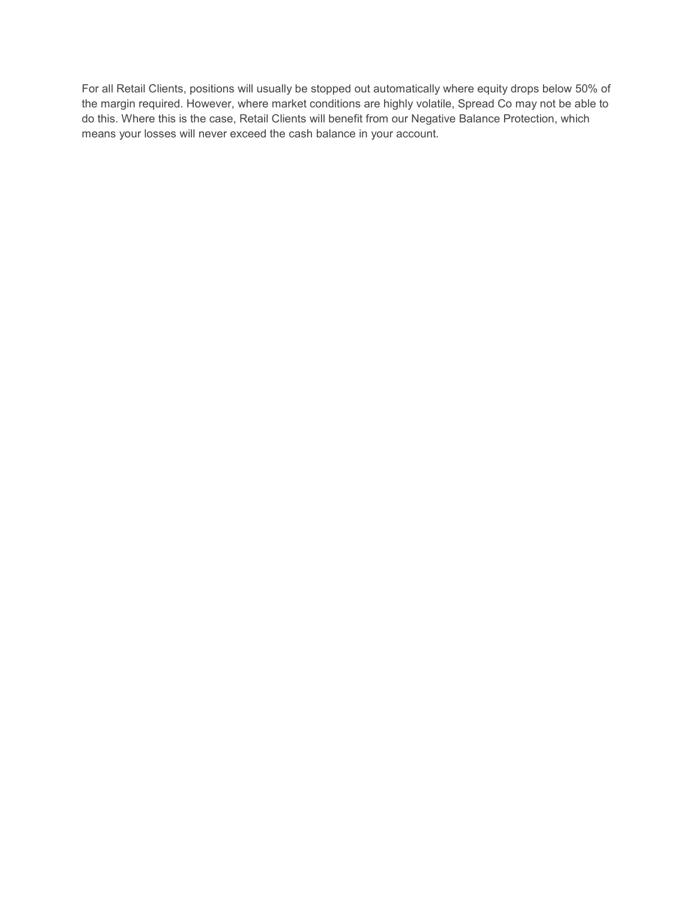For all Retail Clients, positions will usually be stopped out automatically where equity drops below 50% of the margin required. However, where market conditions are highly volatile, Spread Co may not be able to do this. Where this is the case, Retail Clients will benefit from our Negative Balance Protection, which means your losses will never exceed the cash balance in your account.